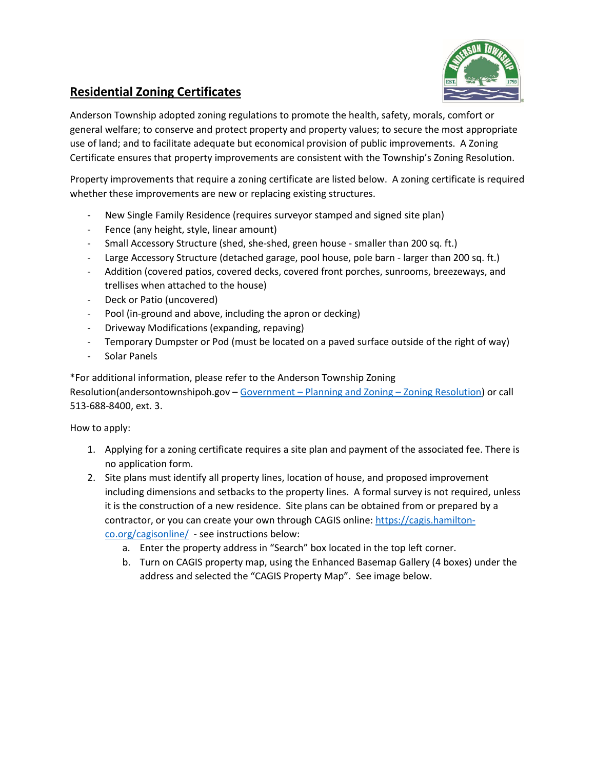## Residential Zoning Certificates

Anderson Township adopted zoning regulations to promote the health, safety, morals, comfort or general welfare; to conserve and protect property and property values; to secure the most appropriate use of land; and to facilitate adequate but economical provision of public improvements. A Zoning Certificate ensures that property improvements are consistent with the Township's Zoning Resolution.

Property improvements that require a zoning certificate are listed below. A zoning certificate is required whether these improvements are new or replacing existing structures.

- New Single Family Residence (requires surveyor stamped and signed site plan)
- Fence (any height, style, linear amount)
- Small Accessory Structure (shed, she-shed, green house - smaller than 200 sq. ft.)
- Large Accessory Structure (detached garage, pool house, pole barn - larger than 200 sq. ft.)
- Addition (covered patios, covered decks, covered front porches, sunrooms, breezeways, and trellises when attached to the house)
- Deck or Patio (uncovered)
- Pool (in-ground and above, including the apron or decking)
- Driveway Modifications (expanding, repaving)
- Temporary Dumpster or Pod (must be located on a paved surface outside of the right of way)
- Solar Panels

*For additional information, please refer to the Anderson Township Zoning Resolution(andersontownshipoh.gov – Government – Planning and Zoning – Zoning Resolution) or call 513-688-8400, ext. 3.

How to apply:

1. Applying for a zoning certificate requires a site plan and payment of the associated fee. There is no application form.
2. Site plans must identify all property lines, location of house, and proposed improvement including dimensions and setbacks to the property lines. A formal survey is not required, unless it is the construction of a new residence. Site plans can be obtained from or prepared by a contractor, or you can create your own through CAGIS online: https://cagis.hamilton-co.org/cagisonline/ - see instructions below:
    a. Enter the property address in "Search" box located in the top left corner.
    b. Turn on CAGIS property map, using the Enhanced Basemap Gallery (4 boxes) under the address and selected the "CAGIS Property Map". See image below.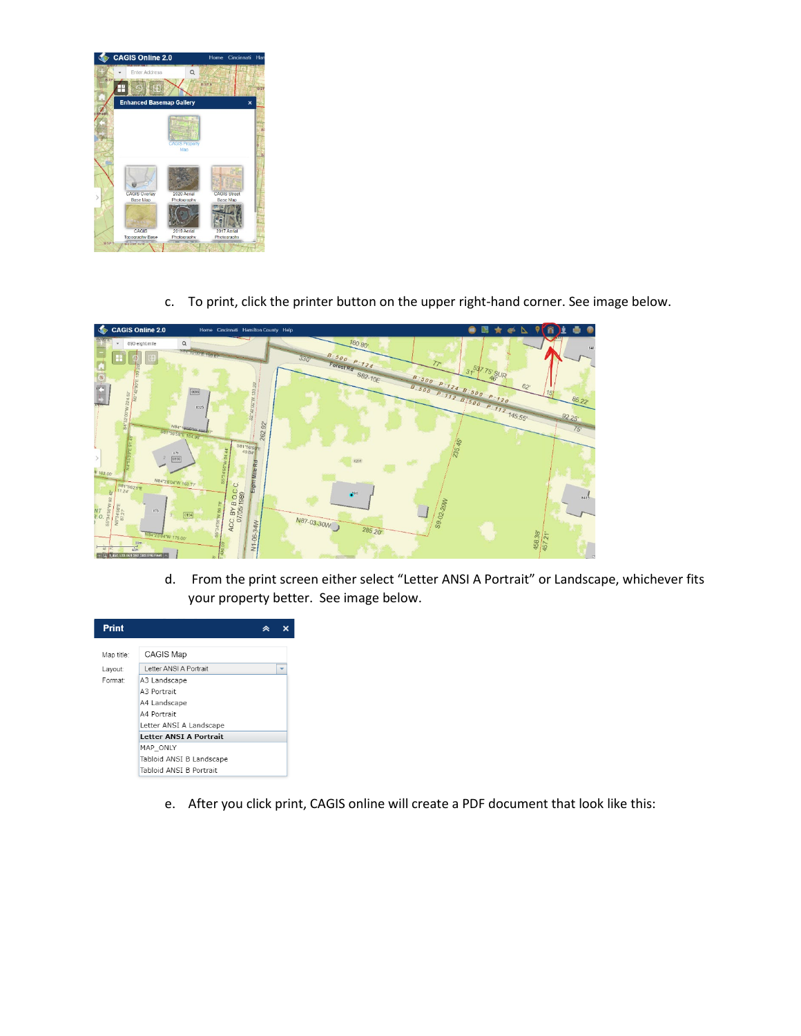c. To print, click the printer button on the upper right-hand corner. See image below.

d. From the print screen either select "Letter ANSI A Portrait" or Landscape, whichever fits your property better. See image below.

e. After you click print, CAGIS online will create a PDF document that look like this: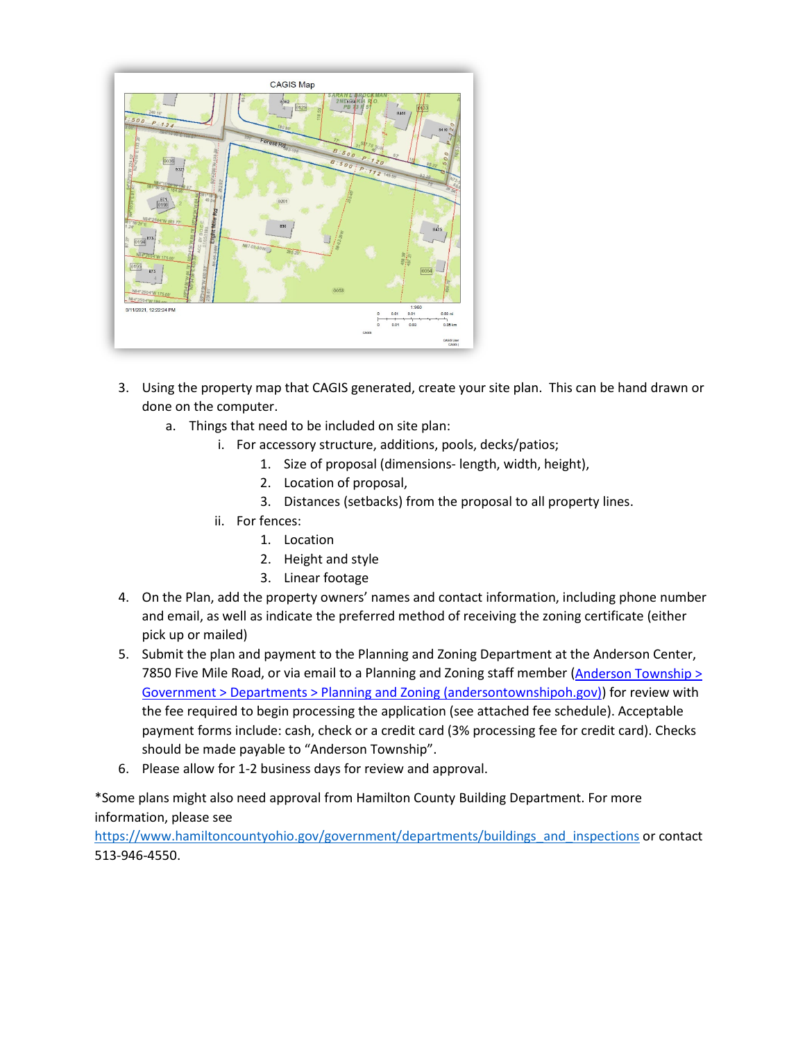CAGIS Map

3. Using the property map that CAGIS generated, create your site plan. This can be hand drawn or done on the computer.
   a. Things that need to be included on site plan:
      i. For accessory structure, additions, pools, decks/patios;
         1. Size of proposal (dimensions- length, width, height),
         2. Location of proposal,
         3. Distances (setbacks) from the proposal to all property lines.
      ii. For fences:
         1. Location
         2. Height and style
         3. Linear footage
4. On the Plan, add the property owners' names and contact information, including phone number and email, as well as indicate the preferred method of receiving the zoning certificate (either pick up or mailed)
5. Submit the plan and payment to the Planning and Zoning Department at the Anderson Center, 7850 Five Mile Road, or via email to a Planning and Zoning staff member (Anderson Township > Government > Departments > Planning and Zoning (andersontownshipoh.gov)) for review with the fee required to begin processing the application (see attached fee schedule). Acceptable payment forms include: cash, check or a credit card (3% processing fee for credit card). Checks should be made payable to "Anderson Township".
6. Please allow for 1-2 business days for review and approval.

*Some plans might also need approval from Hamilton County Building Department. For more information, please see https://www.hamiltoncountyohio.gov/government/departments/buildings_and_inspections or contact 513-946-4550.